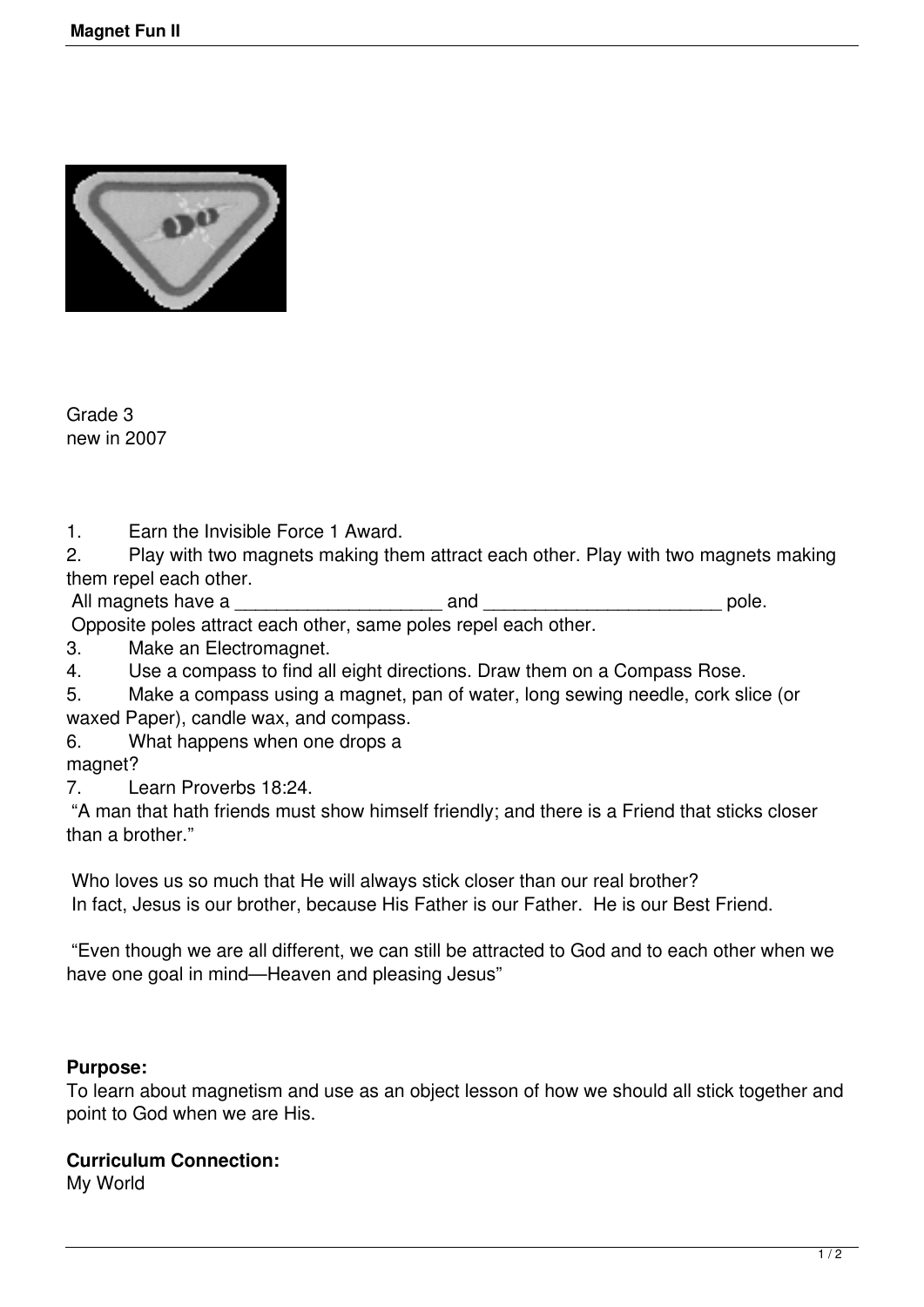# Magnet Fun II

Grade 3
new in 2007

1. Earn the Invisible Force 1 Award.
2. Play with two magnets making them attract each other. Play with two magnets making them repel each other.
   All magnets have a ___________________ and ______________________ pole.
   Opposite poles attract each other, same poles repel each other.
3. Make an Electromagnet.
4. Use a compass to find all eight directions. Draw them on a Compass Rose.
5. Make a compass using a magnet, pan of water, long sewing needle, cork slice (or waxed Paper), candle wax, and compass.
6. What happens when one drops a magnet?
7. Learn Proverbs 18:24.
   "A man that hath friends must show himself friendly; and there is a Friend that sticks closer than a brother."

Who loves us so much that He will always stick closer than our real brother?
In fact, Jesus is our brother, because His Father is our Father. He is our Best Friend.

"Even though we are all different, we can still be attracted to God and to each other when we have one goal in mind—Heaven and pleasing Jesus"

**Purpose:**
To learn about magnetism and use as an object lesson of how we should all stick together and point to God when we are His.

**Curriculum Connection:**
My World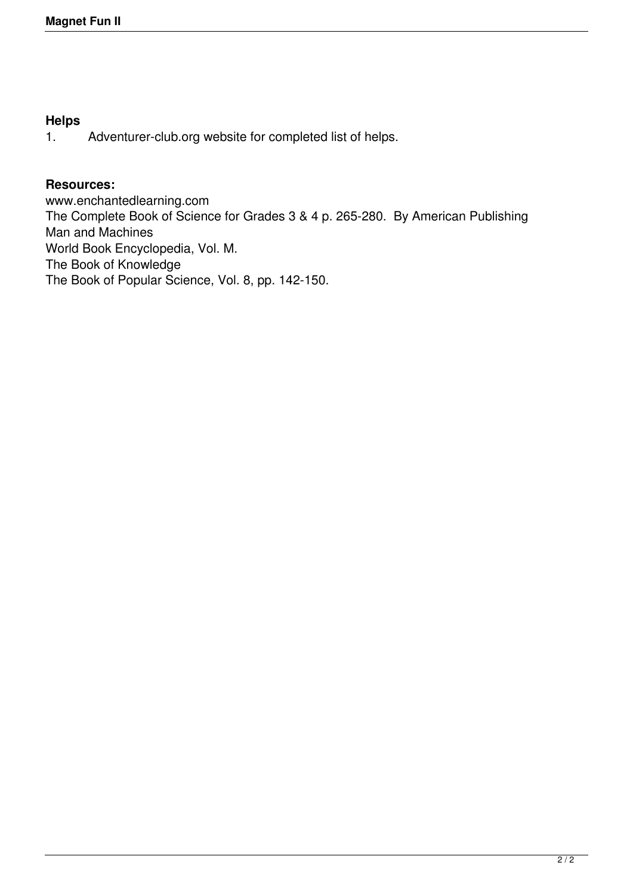### Helps

1. Adventurer-club.org website for completed list of helps.

### Resources:

www.enchantedlearning.com
The Complete Book of Science for Grades 3 & 4 p. 265-280. By American Publishing
Man and Machines
World Book Encyclopedia, Vol. M.
The Book of Knowledge
The Book of Popular Science, Vol. 8, pp. 142-150.